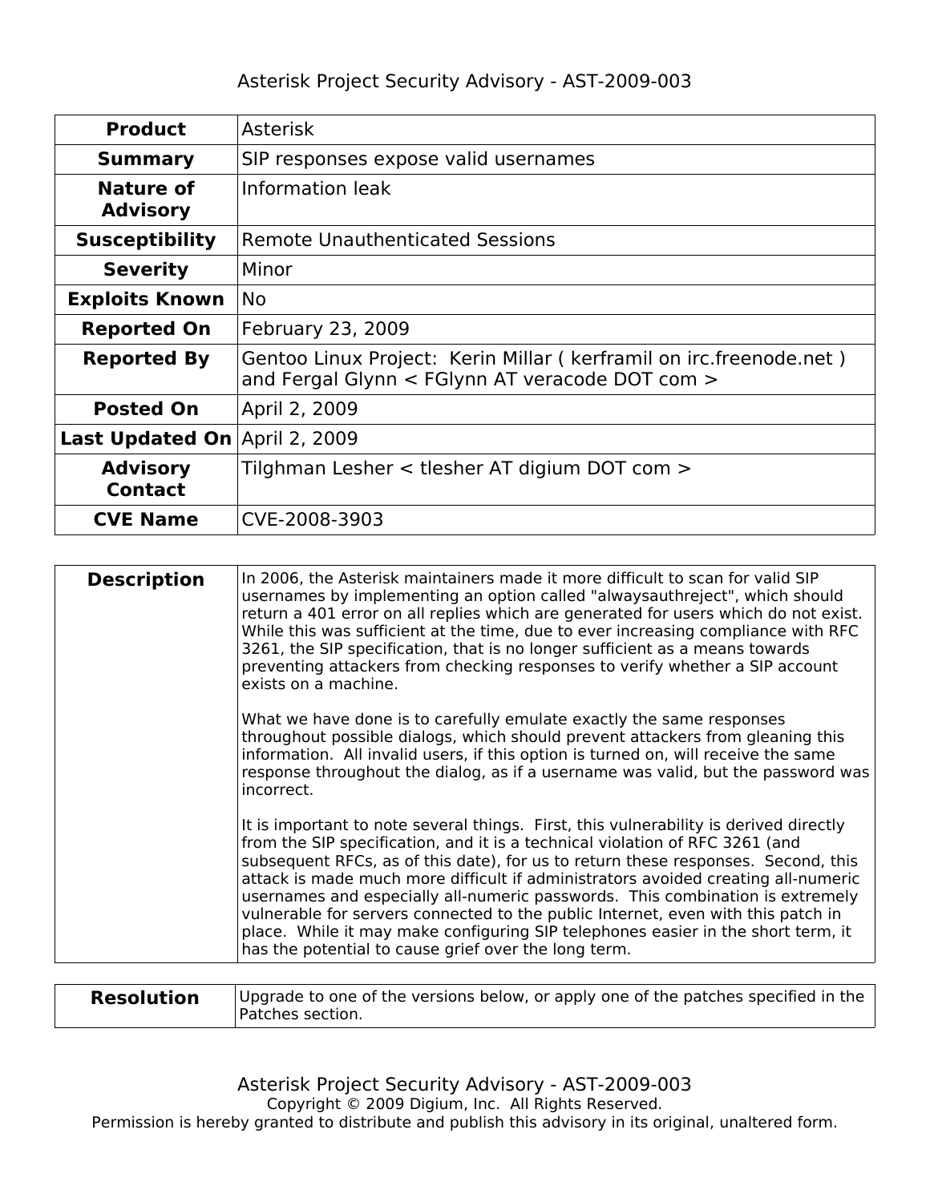# Asterisk Project Security Advisory - AST-2009-003

| | |
|---|---|
| **Product** | Asterisk |
| **Summary** | SIP responses expose valid usernames |
| **Nature of Advisory** | Information leak |
| **Susceptibility** | Remote Unauthenticated Sessions |
| **Severity** | Minor |
| **Exploits Known** | No |
| **Reported On** | February 23, 2009 |
| **Reported By** | Gentoo Linux Project: Kerin Millar ( kerframil on irc.freenode.net ) and Fergal Glynn < FGlynn AT veracode DOT com > |
| **Posted On** | April 2, 2009 |
| **Last Updated On** | April 2, 2009 |
| **Advisory Contact** | Tilghman Lesher < tlesher AT digium DOT com > |
| **CVE Name** | CVE-2008-3903 |

| | |
|---|---|
| **Description** | In 2006, the Asterisk maintainers made it more difficult to scan for valid SIP usernames by implementing an option called "alwaysauthreject", which should return a 401 error on all replies which are generated for users which do not exist. While this was sufficient at the time, due to ever increasing compliance with RFC 3261, the SIP specification, that is no longer sufficient as a means towards preventing attackers from checking responses to verify whether a SIP account exists on a machine.<br><br>What we have done is to carefully emulate exactly the same responses throughout possible dialogs, which should prevent attackers from gleaning this information. All invalid users, if this option is turned on, will receive the same response throughout the dialog, as if a username was valid, but the password was incorrect.<br><br>It is important to note several things. First, this vulnerability is derived directly from the SIP specification, and it is a technical violation of RFC 3261 (and subsequent RFCs, as of this date), for us to return these responses. Second, this attack is made much more difficult if administrators avoided creating all-numeric usernames and especially all-numeric passwords. This combination is extremely vulnerable for servers connected to the public Internet, even with this patch in place. While it may make configuring SIP telephones easier in the short term, it has the potential to cause grief over the long term. |

| | |
|---|---|
| **Resolution** | Upgrade to one of the versions below, or apply one of the patches specified in the Patches section. |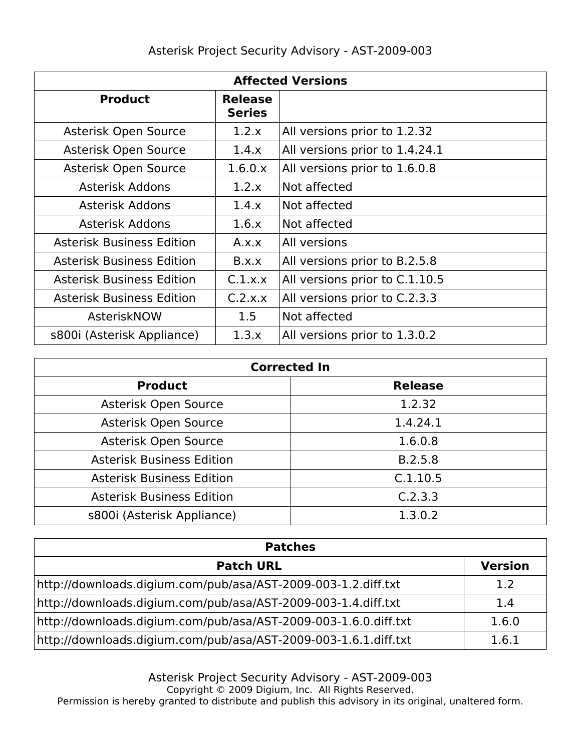| Affected Versions | | |
|---|---|---|
| **Product** | **Release Series** | |
| Asterisk Open Source | 1.2.x | All versions prior to 1.2.32 |
| Asterisk Open Source | 1.4.x | All versions prior to 1.4.24.1 |
| Asterisk Open Source | 1.6.0.x | All versions prior to 1.6.0.8 |
| Asterisk Addons | 1.2.x | Not affected |
| Asterisk Addons | 1.4.x | Not affected |
| Asterisk Addons | 1.6.x | Not affected |
| Asterisk Business Edition | A.x.x | All versions |
| Asterisk Business Edition | B.x.x | All versions prior to B.2.5.8 |
| Asterisk Business Edition | C.1.x.x | All versions prior to C.1.10.5 |
| Asterisk Business Edition | C.2.x.x | All versions prior to C.2.3.3 |
| AsteriskNOW | 1.5 | Not affected |
| s800i (Asterisk Appliance) | 1.3.x | All versions prior to 1.3.0.2 |

| Corrected In | |
|---|---|
| **Product** | **Release** |
| Asterisk Open Source | 1.2.32 |
| Asterisk Open Source | 1.4.24.1 |
| Asterisk Open Source | 1.6.0.8 |
| Asterisk Business Edition | B.2.5.8 |
| Asterisk Business Edition | C.1.10.5 |
| Asterisk Business Edition | C.2.3.3 |
| s800i (Asterisk Appliance) | 1.3.0.2 |

| Patches | |
|---|---|
| **Patch URL** | **Version** |
| http://downloads.digium.com/pub/asa/AST-2009-003-1.2.diff.txt | 1.2 |
| http://downloads.digium.com/pub/asa/AST-2009-003-1.4.diff.txt | 1.4 |
| http://downloads.digium.com/pub/asa/AST-2009-003-1.6.0.diff.txt | 1.6.0 |
| http://downloads.digium.com/pub/asa/AST-2009-003-1.6.1.diff.txt | 1.6.1 |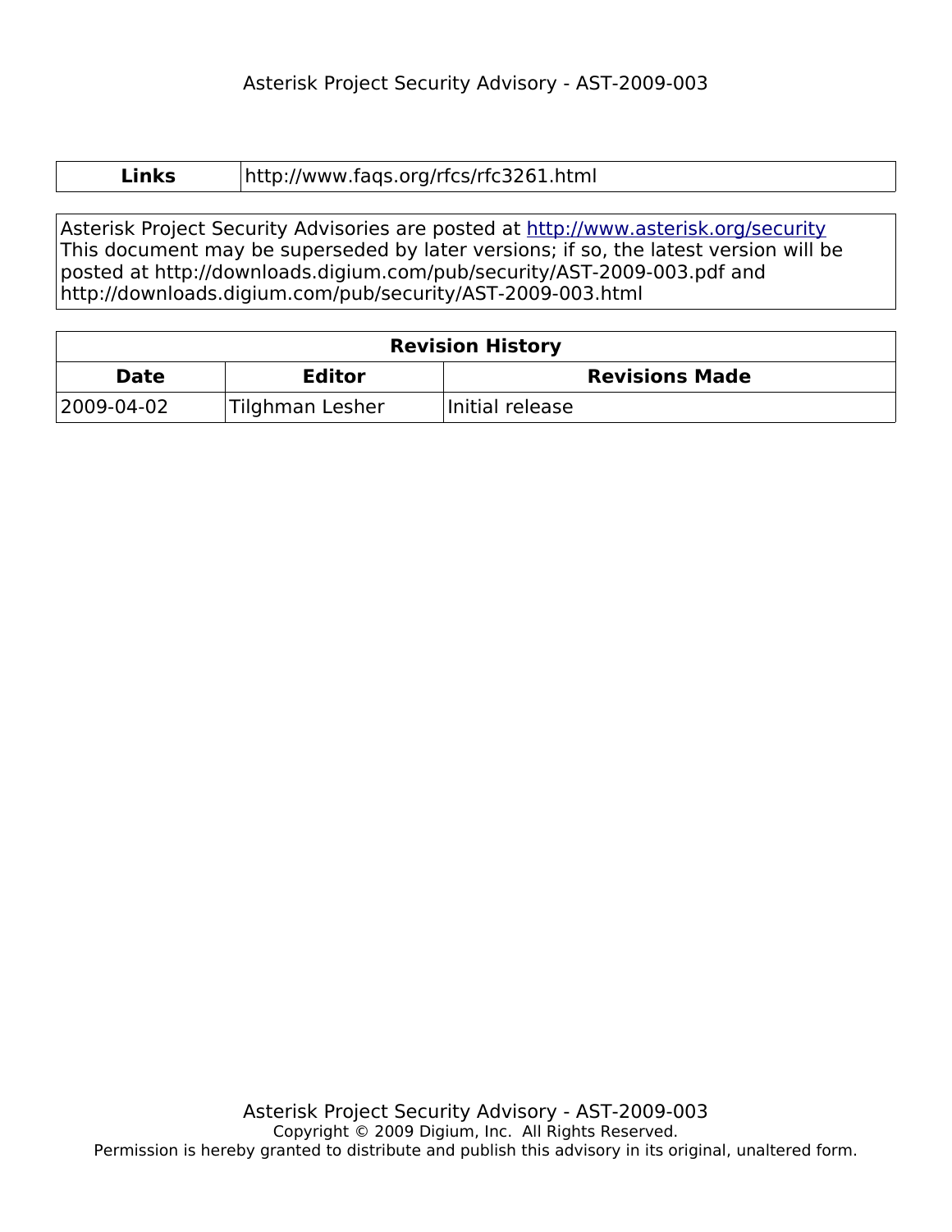| Links | http://www.faqs.org/rfcs/rfc3261.html |
|---|---|

Asterisk Project Security Advisories are posted at http://www.asterisk.org/security
This document may be superseded by later versions; if so, the latest version will be posted at http://downloads.digium.com/pub/security/AST-2009-003.pdf and http://downloads.digium.com/pub/security/AST-2009-003.html

| Revision History | | |
|---|---|---|
| **Date** | **Editor** | **Revisions Made** |
| 2009-04-02 | Tilghman Lesher | Initial release |

Copyright © 2009 Digium, Inc. All Rights Reserved.
Permission is hereby granted to distribute and publish this advisory in its original, unaltered form.